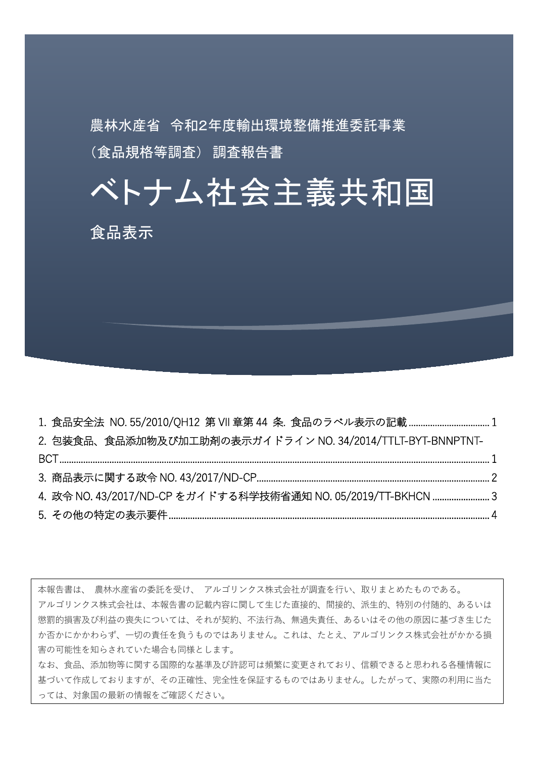農林水産省 令和2年度輸出環境整備推進委託事業

（食品規格等調査） 調査報告書

# ベトナム社会主義共和国

## 食品表示

1. 食品安全法 NO. 55/2010/QH12 第 VII 章第 44 条. 食品のラベル表示の記載 ..... 1
2. 包装食品、食品添加物及び加工助剤の表示ガイドライン NO. 34/2014/TTLT-BYT-BNNPTNT-BCT ..... 1
3. 商品表示に関する政令 NO. 43/2017/ND-CP ..... 2
4. 政令 NO. 43/2017/ND-CP をガイドする科学技術省通知 NO. 05/2019/TT-BKHCN ..... 3
5. その他の特定の表示要件 ..... 4

本報告書は、 農林水産省の委託を受け、 アルゴリンクス株式会社が調査を行い、取りまとめたものである。
アルゴリンクス株式会社は、本報告書の記載内容に関して生じた直接的、間接的、派生的、特別の付随的、あるいは懲罰的損害及び利益の喪失については、それが契約、不法行為、無過失責任、あるいはその他の原因に基づき生じたか否かにかかわらず、一切の責任を負うものではありません。これは、たとえ、アルゴリンクス株式会社がかかる損害の可能性を知らされていた場合も同様とします。
なお、食品、添加物等に関する国際的な基準及び許認可は頻繁に変更されており、信頼できると思われる各種情報に基づいて作成しておりますが、その正確性、完全性を保証するものではありません。したがって、実際の利用に当たっては、対象国の最新の情報をご確認ください。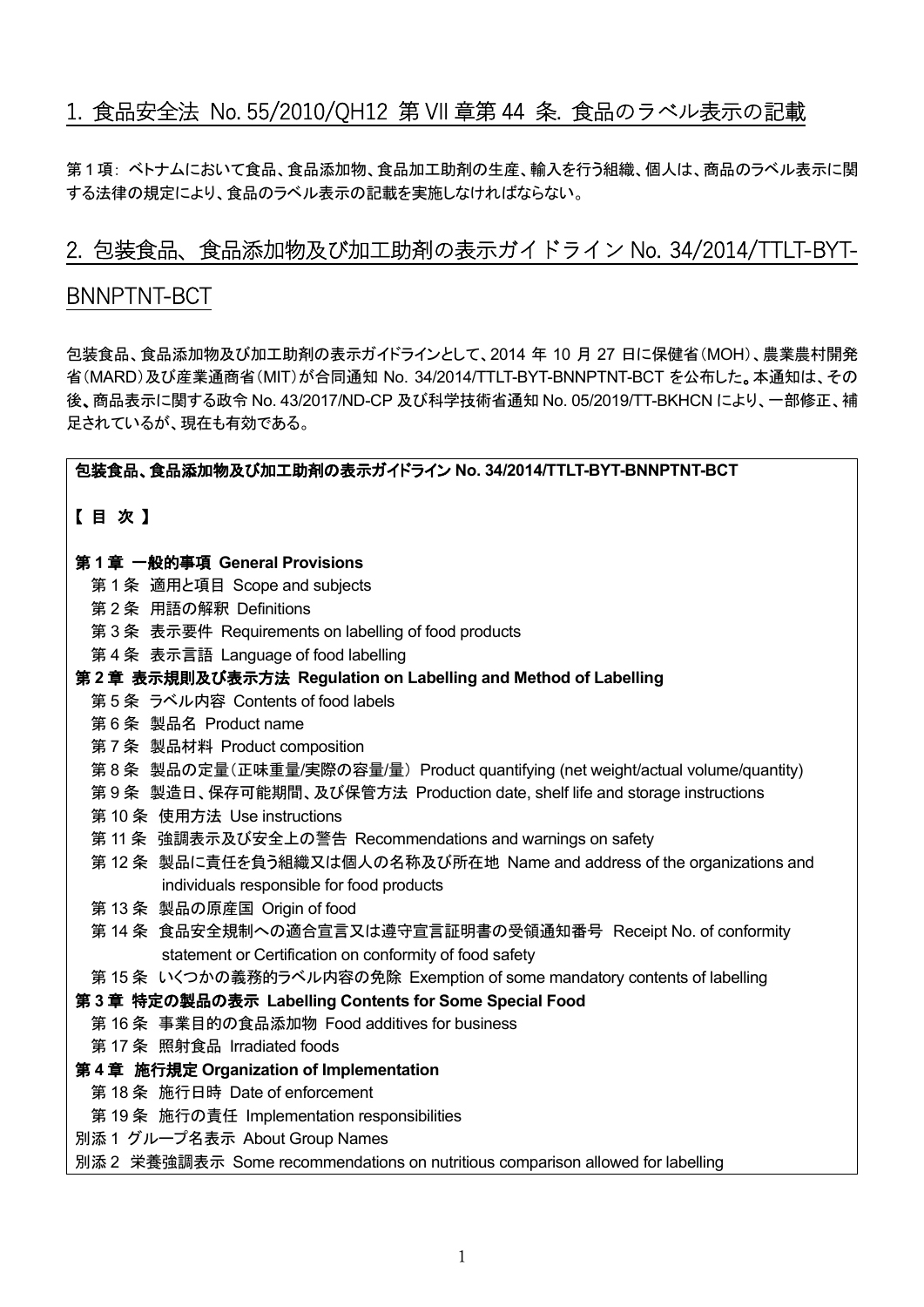## 1. 食品安全法 No. 55/2010/QH12 第 VII 章第 44 条. 食品のラベル表示の記載

第 1 項：ベトナムにおいて食品、食品添加物、食品加工助剤の生産、輸入を行う組織、個人は、商品のラベル表示に関する法律の規定により、食品のラベル表示の記載を実施しなければならない。

## 2. 包装食品、食品添加物及び加工助剤の表示ガイドライン No. 34/2014/TTLT-BYT-BNNPTNT-BCT

包装食品、食品添加物及び加工助剤の表示ガイドラインとして、2014 年 10 月 27 日に保健省（MOH）、農業農村開発省（MARD）及び産業通商省（MIT）が合同通知 No. 34/2014/TTLT-BYT-BNNPTNT-BCT を公布した。本通知は、その後、商品表示に関する政令 No. 43/2017/ND-CP 及び科学技術省通知 No. 05/2019/TT-BKHCN により、一部修正、補足されているが、現在も有効である。

**包装食品、食品添加物及び加工助剤の表示ガイドライン No. 34/2014/TTLT-BYT-BNNPTNT-BCT**

**【 目 次 】**

**第 1 章 一般的事項 General Provisions**
- 第 1 条 適用と項目 Scope and subjects
- 第 2 条 用語の解釈 Definitions
- 第 3 条 表示要件 Requirements on labelling of food products
- 第 4 条 表示言語 Language of food labelling

**第 2 章 表示規則及び表示方法 Regulation on Labelling and Method of Labelling**
- 第 5 条 ラベル内容 Contents of food labels
- 第 6 条 製品名 Product name
- 第 7 条 製品材料 Product composition
- 第 8 条 製品の定量（正味重量/実際の容量/量） Product quantifying (net weight/actual volume/quantity)
- 第 9 条 製造日、保存可能期間、及び保管方法 Production date, shelf life and storage instructions
- 第 10 条 使用方法 Use instructions
- 第 11 条 強調表示及び安全上の警告 Recommendations and warnings on safety
- 第 12 条 製品に責任を負う組織又は個人の名称及び所在地 Name and address of the organizations and individuals responsible for food products
- 第 13 条 製品の原産国 Origin of food
- 第 14 条 食品安全規制への適合宣言又は遵守宣言証明書の受領通知番号 Receipt No. of conformity statement or Certification on conformity of food safety
- 第 15 条 いくつかの義務的ラベル内容の免除 Exemption of some mandatory contents of labelling

**第 3 章 特定の製品の表示 Labelling Contents for Some Special Food**
- 第 16 条 事業目的の食品添加物 Food additives for business
- 第 17 条 照射食品 Irradiated foods

**第 4 章 施行規定 Organization of Implementation**
- 第 18 条 施行日時 Date of enforcement
- 第 19 条 施行の責任 Implementation responsibilities

別添 1 グループ名表示 About Group Names
別添 2 栄養強調表示 Some recommendations on nutritious comparison allowed for labelling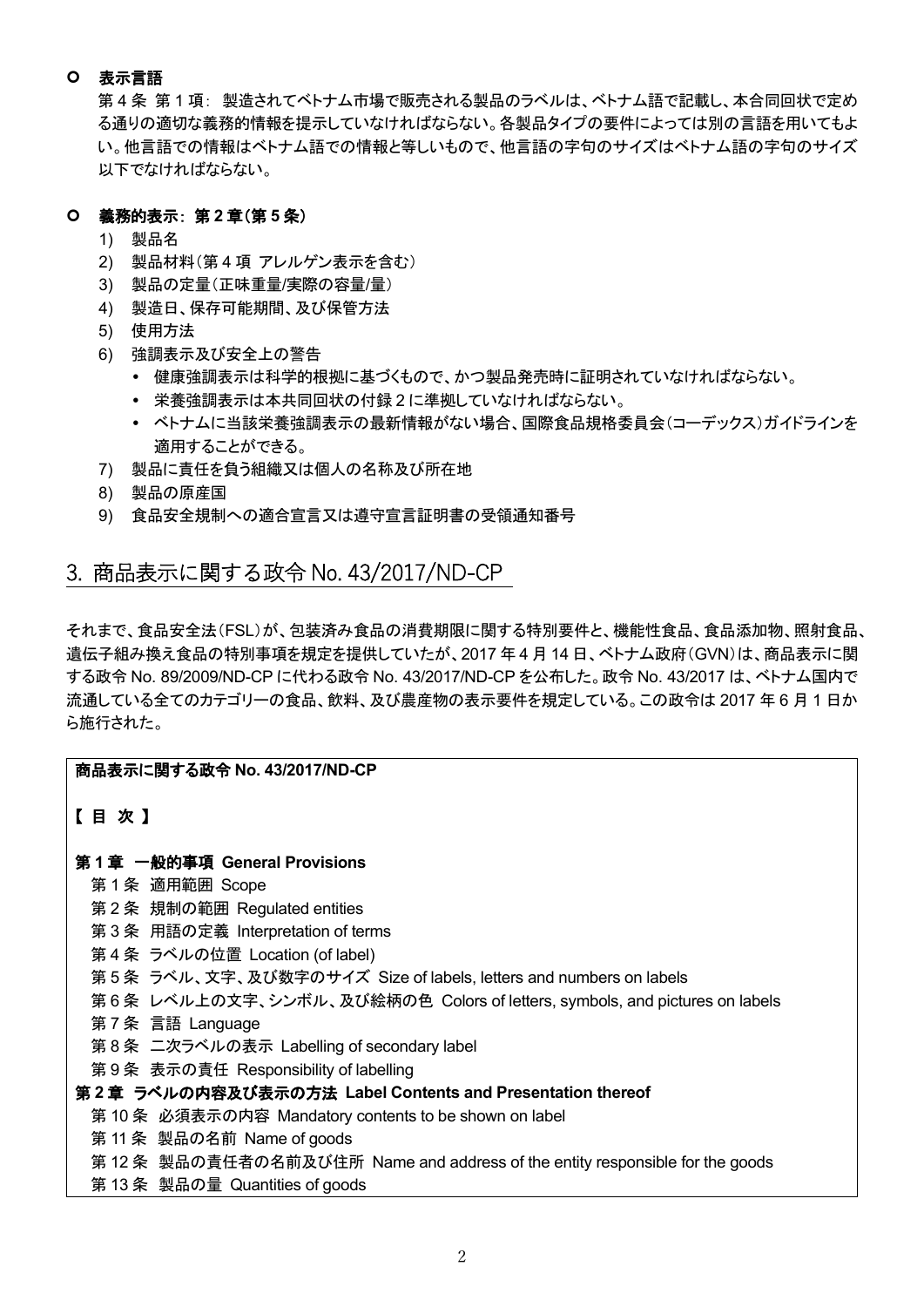- **表示言語**

  第 4 条 第 1 項: 製造されてベトナム市場で販売される製品のラベルは、ベトナム語で記載し、本合同回状で定める通りの適切な義務的情報を提示していなければならない。各製品タイプの要件によっては別の言語を用いてもよい。他言語での情報はベトナム語での情報と等しいもので、他言語の字句のサイズはベトナム語の字句のサイズ以下でなければならない。

- **義務的表示: 第 2 章(第 5 条)**
  1) 製品名
  2) 製品材料(第 4 項 アレルゲン表示を含む)
  3) 製品の定量(正味重量/実際の容量/量)
  4) 製造日、保存可能期間、及び保管方法
  5) 使用方法
  6) 強調表示及び安全上の警告
     - 健康強調表示は科学的根拠に基づくもので、かつ製品発売時に証明されていなければならない。
     - 栄養強調表示は本共同回状の付録 2 に準拠していなければならない。
     - ベトナムに当該栄養強調表示の最新情報がない場合、国際食品規格委員会(コーデックス)ガイドラインを適用することができる。
  7) 製品に責任を負う組織又は個人の名称及び所在地
  8) 製品の原産国
  9) 食品安全規制への適合宣言又は遵守宣言証明書の受領通知番号

## 3. 商品表示に関する政令 No. 43/2017/ND-CP

それまで、食品安全法(FSL)が、包装済み食品の消費期限に関する特別要件と、機能性食品、食品添加物、照射食品、遺伝子組み換え食品の特別事項を規定を提供していたが、2017 年 4 月 14 日、ベトナム政府(GVN)は、商品表示に関する政令 No. 89/2009/ND-CP に代わる政令 No. 43/2017/ND-CP を公布した。政令 No. 43/2017 は、ベトナム国内で流通している全てのカテゴリーの食品、飲料、及び農産物の表示要件を規定している。この政令は 2017 年 6 月 1 日から施行された。

**商品表示に関する政令 No. 43/2017/ND-CP**

**【 目 次 】**

**第 1 章 一般的事項 General Provisions**

第 1 条 適用範囲 Scope
第 2 条 規制の範囲 Regulated entities
第 3 条 用語の定義 Interpretation of terms
第 4 条 ラベルの位置 Location (of label)
第 5 条 ラベル、文字、及び数字のサイズ Size of labels, letters and numbers on labels
第 6 条 レベル上の文字、シンボル、及び絵柄の色 Colors of letters, symbols, and pictures on labels
第 7 条 言語 Language
第 8 条 二次ラベルの表示 Labelling of secondary label
第 9 条 表示の責任 Responsibility of labelling

**第 2 章 ラベルの内容及び表示の方法 Label Contents and Presentation thereof**

第 10 条 必須表示の内容 Mandatory contents to be shown on label
第 11 条 製品の名前 Name of goods
第 12 条 製品の責任者の名前及び住所 Name and address of the entity responsible for the goods
第 13 条 製品の量 Quantities of goods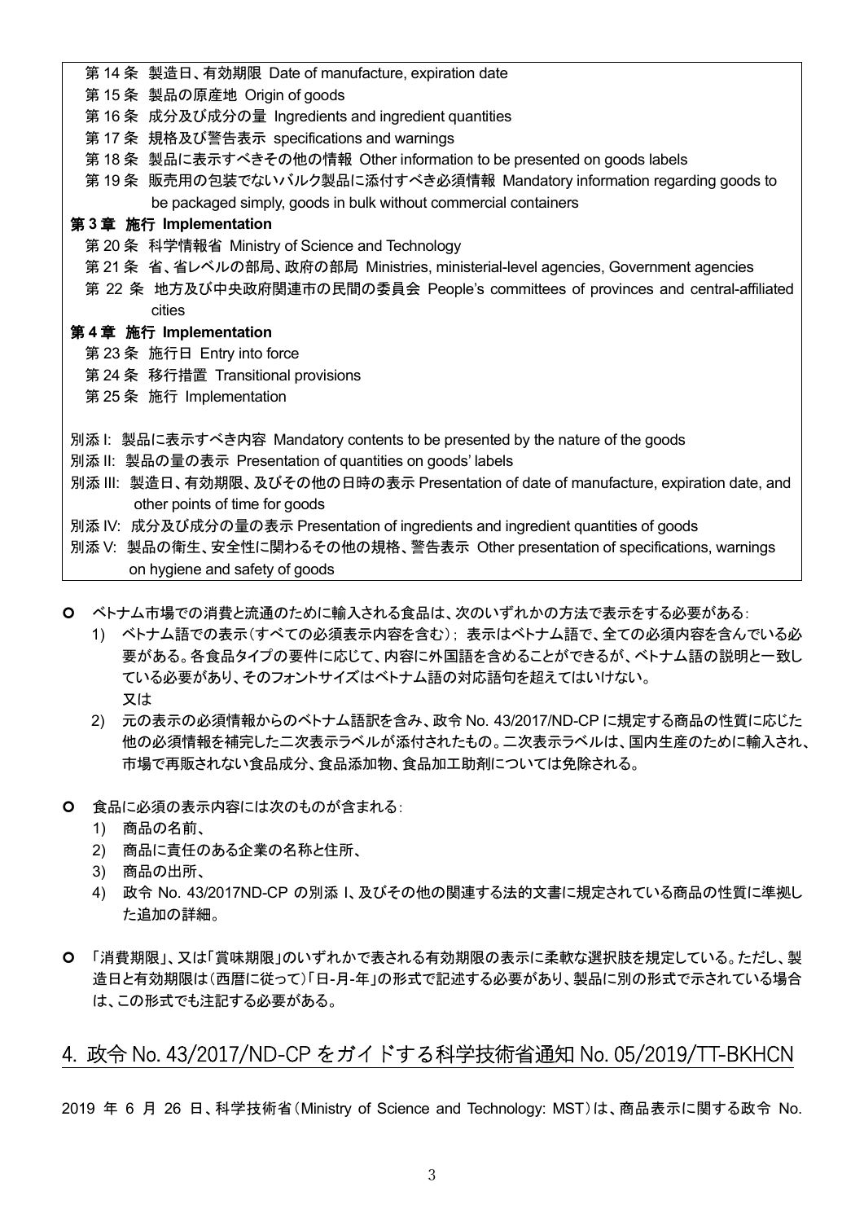第 14 条 製造日、有効期限 Date of manufacture, expiration date

第 15 条 製品の原産地 Origin of goods

第 16 条 成分及び成分の量 Ingredients and ingredient quantities

第 17 条 規格及び警告表示 specifications and warnings

第 18 条 製品に表示すべきその他の情報 Other information to be presented on goods labels

第 19 条 販売用の包装でないバルク製品に添付すべき必須情報 Mandatory information regarding goods to be packaged simply, goods in bulk without commercial containers

**第 3 章 施行 Implementation**

第 20 条 科学情報省 Ministry of Science and Technology

第 21 条 省、省レベルの部局、政府の部局 Ministries, ministerial-level agencies, Government agencies

第 22 条 地方及び中央政府関連市の民間の委員会 People's committees of provinces and central-affiliated cities

**第 4 章 施行 Implementation**

第 23 条 施行日 Entry into force

第 24 条 移行措置 Transitional provisions

第 25 条 施行 Implementation

別添 I: 製品に表示すべき内容 Mandatory contents to be presented by the nature of the goods

別添 II: 製品の量の表示 Presentation of quantities on goods' labels

別添 III: 製造日、有効期限、及びその他の日時の表示 Presentation of date of manufacture, expiration date, and other points of time for goods

別添 IV: 成分及び成分の量の表示 Presentation of ingredients and ingredient quantities of goods

別添 V: 製品の衛生、安全性に関わるその他の規格、警告表示 Other presentation of specifications, warnings on hygiene and safety of goods

- ベトナム市場での消費と流通のために輸入される食品は、次のいずれかの方法で表示をする必要がある:
  1) ベトナム語での表示(すべての必須表示内容を含む); 表示はベトナム語で、全ての必須内容を含んでいる必要がある。各食品タイプの要件に応じて、内容に外国語を含めることができるが、ベトナム語の説明と一致している必要があり、そのフォントサイズはベトナム語の対応語句を超えてはいけない。
     又は
  2) 元の表示の必須情報からのベトナム語訳を含み、政令 No. 43/2017/ND-CP に規定する商品の性質に応じた他の必須情報を補完した二次表示ラベルが添付されたもの。二次表示ラベルは、国内生産のために輸入され、市場で再販されない食品成分、食品添加物、食品加工助剤については免除される。

- 食品に必須の表示内容には次のものが含まれる:
  1) 商品の名前、
  2) 商品に責任のある企業の名称と住所、
  3) 商品の出所、
  4) 政令 No. 43/2017ND-CP の別添 I、及びその他の関連する法的文書に規定されている商品の性質に準拠した追加の詳細。

- 「消費期限」、又は「賞味期限」のいずれかで表される有効期限の表示に柔軟な選択肢を規定している。ただし、製造日と有効期限は(西暦に従って)「日-月-年」の形式で記述する必要があり、製品に別の形式で示されている場合は、この形式でも注記する必要がある。

## 4. 政令 No. 43/2017/ND-CP をガイドする科学技術省通知 No. 05/2019/TT-BKHCN

2019 年 6 月 26 日、科学技術省(Ministry of Science and Technology: MST)は、商品表示に関する政令 No.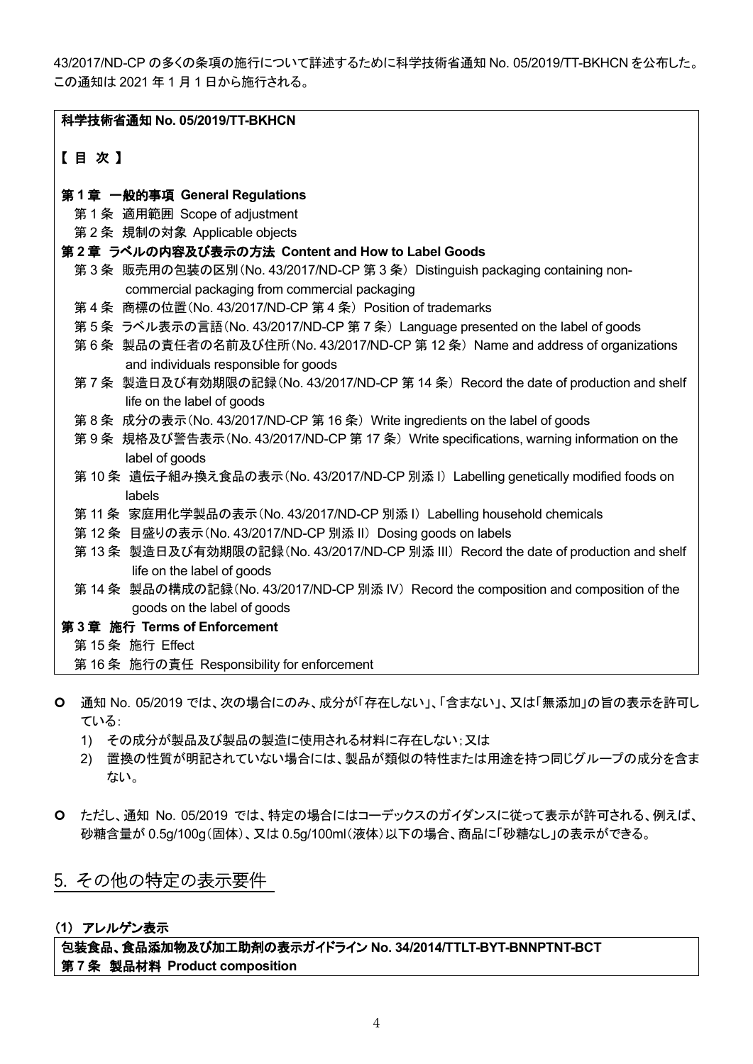43/2017/ND-CP の多くの条項の施行について詳述するために科学技術省通知 No. 05/2019/TT-BKHCN を公布した。この通知は 2021 年 1 月 1 日から施行される。

**科学技術省通知 No. 05/2019/TT-BKHCN**

**【 目 次 】**

**第 1 章 一般的事項 General Regulations**

- 第 1 条 適用範囲 Scope of adjustment
- 第 2 条 規制の対象 Applicable objects

**第 2 章 ラベルの内容及び表示の方法 Content and How to Label Goods**

- 第 3 条 販売用の包装の区別（No. 43/2017/ND-CP 第 3 条） Distinguish packaging containing non-commercial packaging from commercial packaging
- 第 4 条 商標の位置（No. 43/2017/ND-CP 第 4 条） Position of trademarks
- 第 5 条 ラベル表示の言語（No. 43/2017/ND-CP 第 7 条） Language presented on the label of goods
- 第 6 条 製品の責任者の名前及び住所（No. 43/2017/ND-CP 第 12 条） Name and address of organizations and individuals responsible for goods
- 第 7 条 製造日及び有効期限の記録（No. 43/2017/ND-CP 第 14 条） Record the date of production and shelf life on the label of goods
- 第 8 条 成分の表示（No. 43/2017/ND-CP 第 16 条） Write ingredients on the label of goods
- 第 9 条 規格及び警告表示（No. 43/2017/ND-CP 第 17 条） Write specifications, warning information on the label of goods
- 第 10 条 遺伝子組み換え食品の表示（No. 43/2017/ND-CP 別添 I） Labelling genetically modified foods on labels
- 第 11 条 家庭用化学製品の表示（No. 43/2017/ND-CP 別添 I） Labelling household chemicals
- 第 12 条 目盛りの表示（No. 43/2017/ND-CP 別添 II） Dosing goods on labels
- 第 13 条 製造日及び有効期限の記録（No. 43/2017/ND-CP 別添 III） Record the date of production and shelf life on the label of goods
- 第 14 条 製品の構成の記録（No. 43/2017/ND-CP 別添 IV） Record the composition and composition of the goods on the label of goods

**第 3 章 施行 Terms of Enforcement**

- 第 15 条 施行 Effect
- 第 16 条 施行の責任 Responsibility for enforcement

- 通知 No. 05/2019 では、次の場合にのみ、成分が「存在しない」、「含まない」、又は「無添加」の旨の表示を許可している：
  1) その成分が製品及び製品の製造に使用される材料に存在しない；又は
  2) 置換の性質が明記されていない場合には、製品が類似の特性または用途を持つ同じグループの成分を含まない。

- ただし、通知 No. 05/2019 では、特定の場合にはコーデックスのガイダンスに従って表示が許可される、例えば、砂糖含量が 0.5g/100g（固体）、又は 0.5g/100ml（液体）以下の場合、商品に「砂糖なし」の表示ができる。

## 5. その他の特定の表示要件

### （1） アレルゲン表示

**包装食品、食品添加物及び加工助剤の表示ガイドライン No. 34/2014/TTLT-BYT-BNNPTNT-BCT**
**第 7 条 製品材料 Product composition**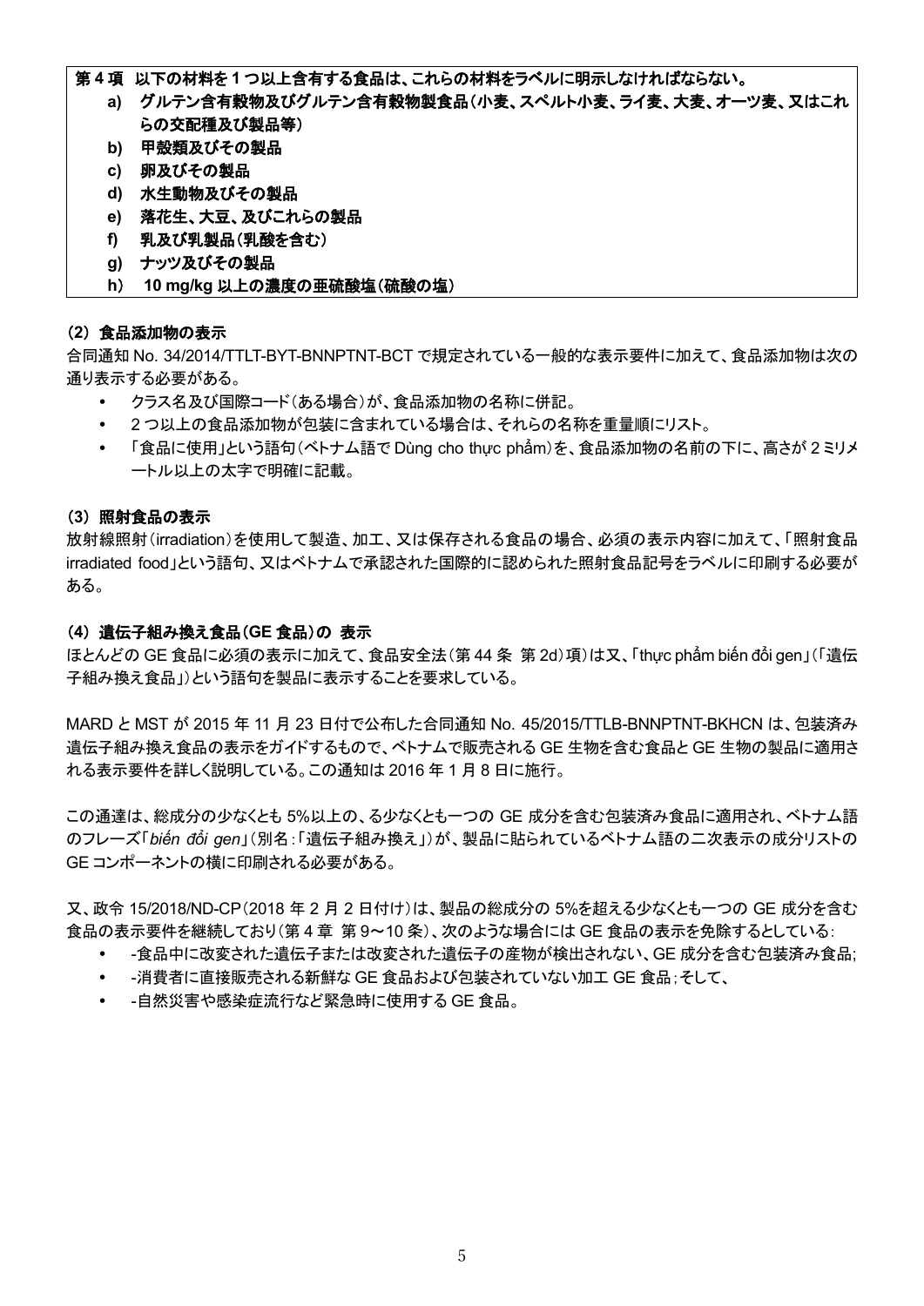**第 4 項　以下の材料を 1 つ以上含有する食品は、これらの材料をラベルに明示しなければならない。**

- **a)　グルテン含有穀物及びグルテン含有穀物製食品（小麦、スペルト小麦、ライ麦、大麦、オーツ麦、又はこれらの交配種及び製品等）**
- **b)　甲殻類及びその製品**
- **c)　卵及びその製品**
- **d)　水生動物及びその製品**
- **e)　落花生、大豆、及びこれらの製品**
- **f)　乳及び乳製品（乳酸を含む）**
- **g)　ナッツ及びその製品**
- **h)　10 mg/kg 以上の濃度の亜硫酸塩（硫酸の塩）**

### （2）食品添加物の表示

合同通知 No. 34/2014/TTLT-BYT-BNNPTNT-BCT で規定されている一般的な表示要件に加えて、食品添加物は次の通り表示する必要がある。

- クラス名及び国際コード（ある場合）が、食品添加物の名称に併記。
- 2 つ以上の食品添加物が包装に含まれている場合は、それらの名称を重量順にリスト。
- 「食品に使用」という語句（ベトナム語で Dùng cho thực phẩm）を、食品添加物の名前の下に、高さが 2 ミリメートル以上の太字で明確に記載。

### （3）照射食品の表示

放射線照射（irradiation）を使用して製造、加工、又は保存される食品の場合、必須の表示内容に加えて、「照射食品 irradiated food」という語句、又はベトナムで承認された国際的に認められた照射食品記号をラベルに印刷する必要がある。

### （4）遺伝子組み換え食品（GE 食品）の 表示

ほとんどの GE 食品に必須の表示に加えて、食品安全法（第 44 条 第 2d）項）は又、「thực phẩm biến đổi gen」（「遺伝子組み換え食品」）という語句を製品に表示することを要求している。

MARD と MST が 2015 年 11 月 23 日付で公布した合同通知 No. 45/2015/TTLB-BNNPTNT-BKHCN は、包装済み遺伝子組み換え食品の表示をガイドするもので、ベトナムで販売される GE 生物を含む食品と GE 生物の製品に適用される表示要件を詳しく説明している。この通知は 2016 年 1 月 8 日に施行。

この通達は、総成分の少なくとも 5%以上の、る少なくとも一つの GE 成分を含む包装済み食品に適用され、ベトナム語のフレーズ「*biến đổi gen*」（別名：「遺伝子組み換え」）が、製品に貼られているベトナム語の二次表示の成分リストの GE コンポーネントの横に印刷される必要がある。

又、政令 15/2018/ND-CP（2018 年 2 月 2 日付け）は、製品の総成分の 5%を超える少なくとも一つの GE 成分を含む食品の表示要件を継続しており（第 4 章 第 9～10 条）、次のような場合には GE 食品の表示を免除するとしている：

- -食品中に改変された遺伝子または改変された遺伝子の産物が検出されない、GE 成分を含む包装済み食品;
- -消費者に直接販売される新鮮な GE 食品および包装されていない加工 GE 食品；そして、
- -自然災害や感染症流行など緊急時に使用する GE 食品。